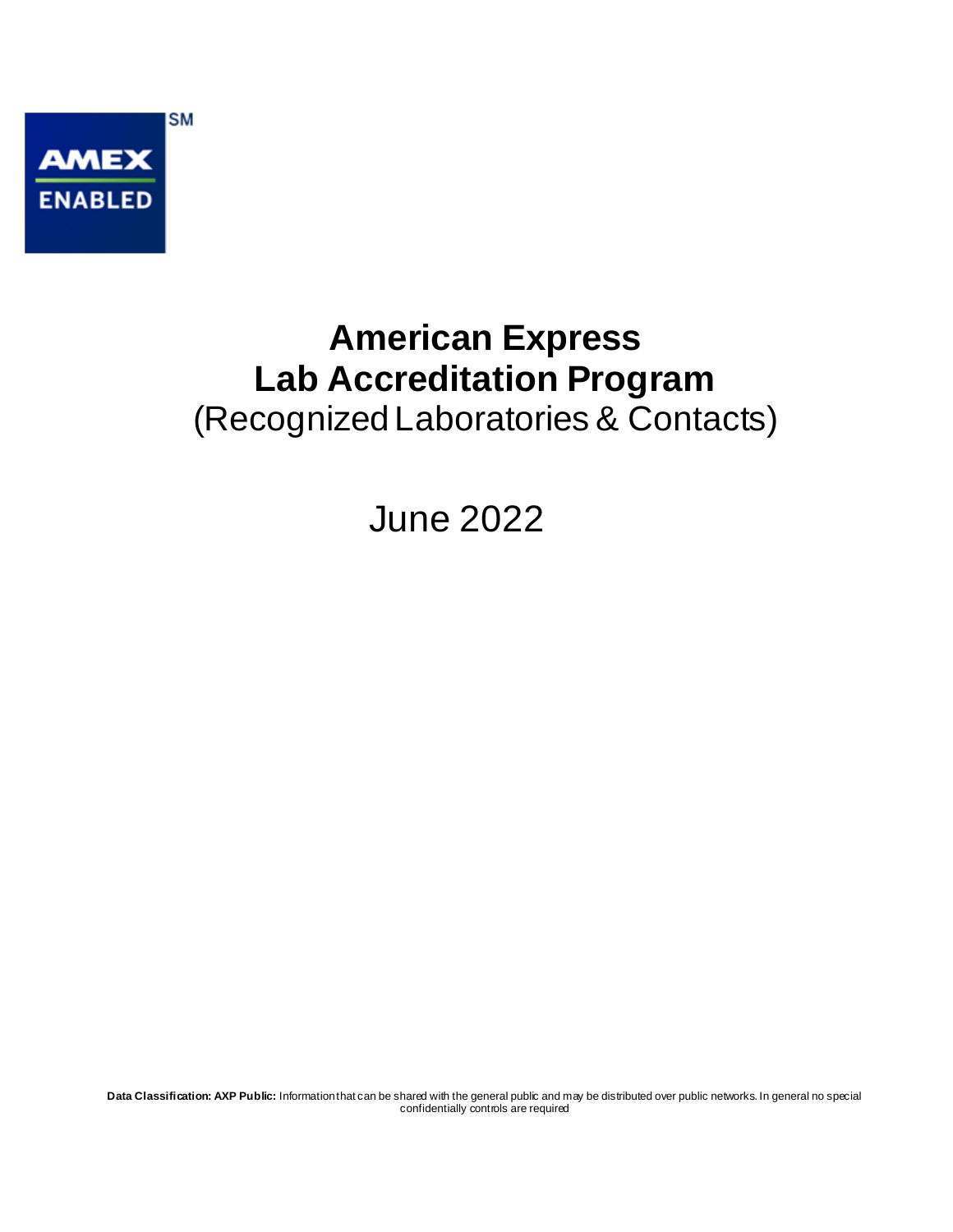# American Express
# Lab Accreditation Program
(Recognized Laboratories & Contacts)

June 2022

**Data Classification: AXP Public:** Information that can be shared with the general public and may be distributed over public networks. In general no special confidentially controls are required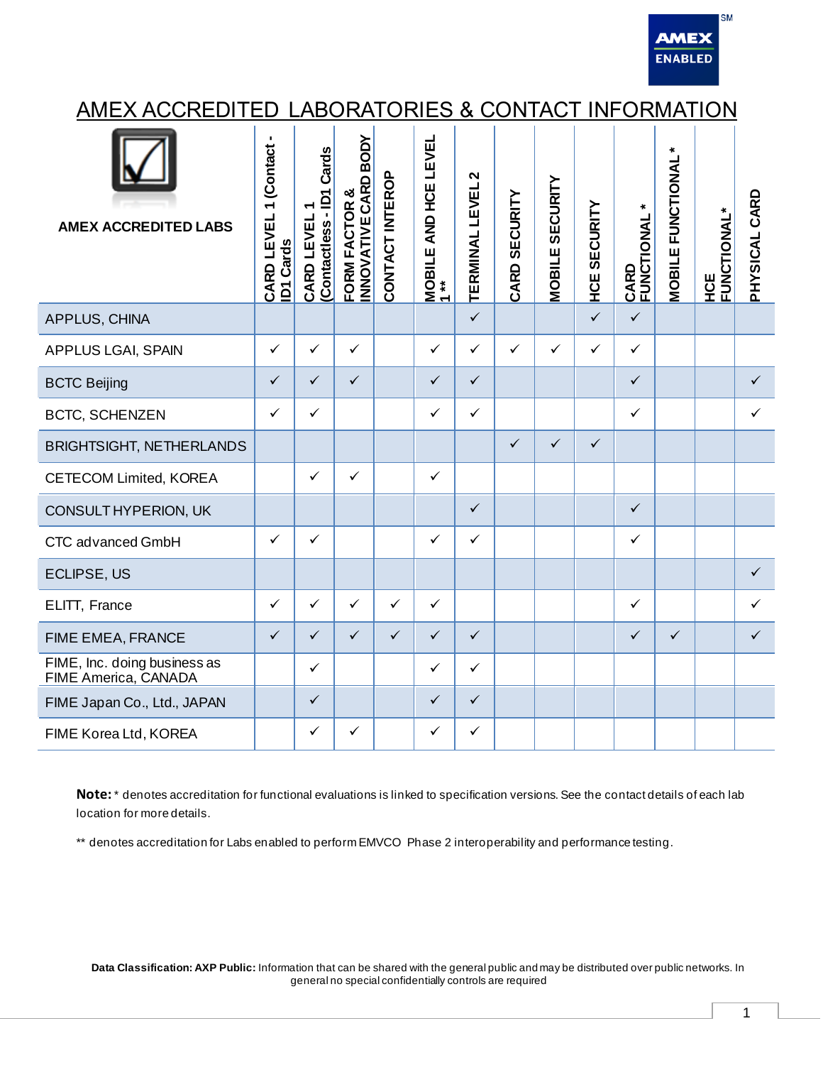# AMEX ACCREDITED LABORATORIES & CONTACT INFORMATION

| AMEX ACCREDITED LABS | CARD LEVEL 1 (Contact - ID1 Cards | CARD LEVEL 1 (Contactless - ID1 Cards | FORM FACTOR & INNOVATIVE CARD BODY | CONTACT INTEROP | MOBILE AND HCE LEVEL 1 ** | TERMINAL LEVEL 2 | CARD SECURITY | MOBILE SECURITY | HCE SECURITY | CARD FUNCTIONAL * | MOBILE FUNCTIONAL * | HCE FUNCTIONAL* | PHYSICAL CARD |
|---|---|---|---|---|---|---|---|---|---|---|---|---|---|
| APPLUS, CHINA | | | | | | ✓ | | | ✓ | ✓ | | | |
| APPLUS LGAI, SPAIN | ✓ | ✓ | ✓ | | ✓ | ✓ | ✓ | ✓ | ✓ | ✓ | | | |
| BCTC Beijing | ✓ | ✓ | ✓ | | ✓ | ✓ | | | | ✓ | | | ✓ |
| BCTC, SCHENZEN | ✓ | ✓ | | | ✓ | ✓ | | | | ✓ | | | ✓ |
| BRIGHTSIGHT, NETHERLANDS | | | | | | | ✓ | ✓ | ✓ | | | | |
| CETECOM Limited, KOREA | | ✓ | ✓ | | ✓ | | | | | | | | |
| CONSULT HYPERION, UK | | | | | | ✓ | | | | ✓ | | | |
| CTC advanced GmbH | ✓ | ✓ | | | ✓ | ✓ | | | | ✓ | | | |
| ECLIPSE, US | | | | | | | | | | | | | ✓ |
| ELITT, France | ✓ | ✓ | ✓ | ✓ | ✓ | | | | | ✓ | | | ✓ |
| FIME EMEA, FRANCE | ✓ | ✓ | ✓ | ✓ | ✓ | ✓ | | | | ✓ | ✓ | | ✓ |
| FIME, Inc. doing business as FIME America, CANADA | | ✓ | | | ✓ | ✓ | | | | | | | |
| FIME Japan Co., Ltd., JAPAN | | ✓ | | | ✓ | ✓ | | | | | | | |
| FIME Korea Ltd, KOREA | | ✓ | ✓ | | ✓ | ✓ | | | | | | | |

**Note:** * denotes accreditation for functional evaluations is linked to specification versions. See the contact details of each lab location for more details.

** denotes accreditation for Labs enabled to perform EMVCO Phase 2 interoperability and performance testing.

**Data Classification: AXP Public:** Information that can be shared with the general public and may be distributed over public networks. In general no special confidentially controls are required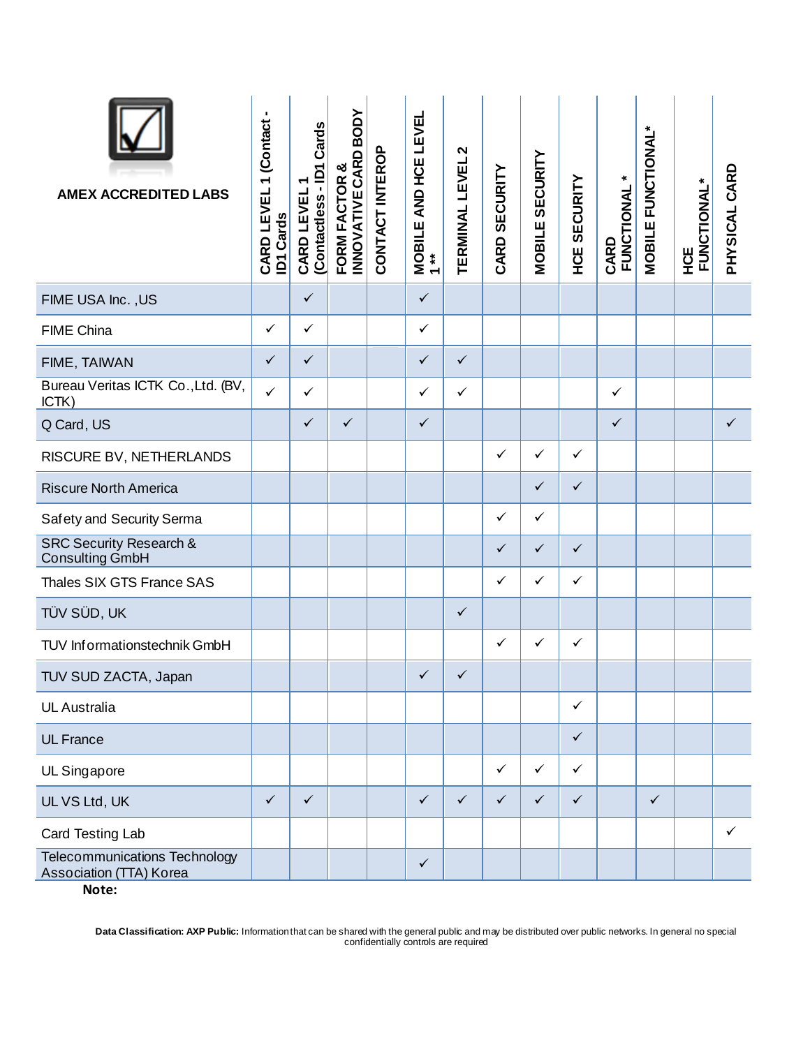| AMEX ACCREDITED LABS | CARD LEVEL 1 (Contact - ID1 Cards | CARD LEVEL 1 (Contactless - ID1 Cards | FORM FACTOR & INNOVATIVE CARD BODY | CONTACT INTEROP | MOBILE AND HCE LEVEL 1 ** | TERMINAL LEVEL 2 | CARD SECURITY | MOBILE SECURITY | HCE SECURITY | CARD FUNCTIONAL * | MOBILE FUNCTIONAL* | HCE FUNCTIONAL* | PHYSICAL CARD |
|---|---|---|---|---|---|---|---|---|---|---|---|---|---|
| FIME USA Inc. ,US | | ✓ | | | ✓ | | | | | | | | |
| FIME China | ✓ | ✓ | | | ✓ | | | | | | | | |
| FIME, TAIWAN | ✓ | ✓ | | | ✓ | ✓ | | | | | | | |
| Bureau Veritas ICTK Co.,Ltd. (BV, ICTK) | ✓ | ✓ | | | ✓ | ✓ | | | | ✓ | | | |
| Q Card, US | | ✓ | ✓ | | ✓ | | | | | ✓ | | | ✓ |
| RISCURE BV, NETHERLANDS | | | | | | | ✓ | ✓ | ✓ | | | | |
| Riscure North America | | | | | | | | ✓ | ✓ | | | | |
| Safety and Security Serma | | | | | | | ✓ | ✓ | | | | | |
| SRC Security Research & Consulting GmbH | | | | | | | ✓ | ✓ | ✓ | | | | |
| Thales SIX GTS France SAS | | | | | | | ✓ | ✓ | ✓ | | | | |
| TÜV SÜD, UK | | | | | | ✓ | | | | | | | |
| TUV Informationstechnik GmbH | | | | | | | ✓ | ✓ | ✓ | | | | |
| TUV SUD ZACTA, Japan | | | | | ✓ | ✓ | | | | | | | |
| UL Australia | | | | | | | | | ✓ | | | | |
| UL France | | | | | | | | | ✓ | | | | |
| UL Singapore | | | | | | | ✓ | ✓ | ✓ | | | | |
| UL VS Ltd, UK | ✓ | ✓ | | | ✓ | ✓ | ✓ | ✓ | ✓ | | ✓ | | |
| Card Testing Lab | | | | | | | | | | | | | ✓ |
| Telecommunications Technology Association (TTA) Korea | | | | | ✓ | | | | | | | | |

**Note:**

**Data Classification: AXP Public:** Information that can be shared with the general public and may be distributed over public networks. In general no special confidentiality controls are required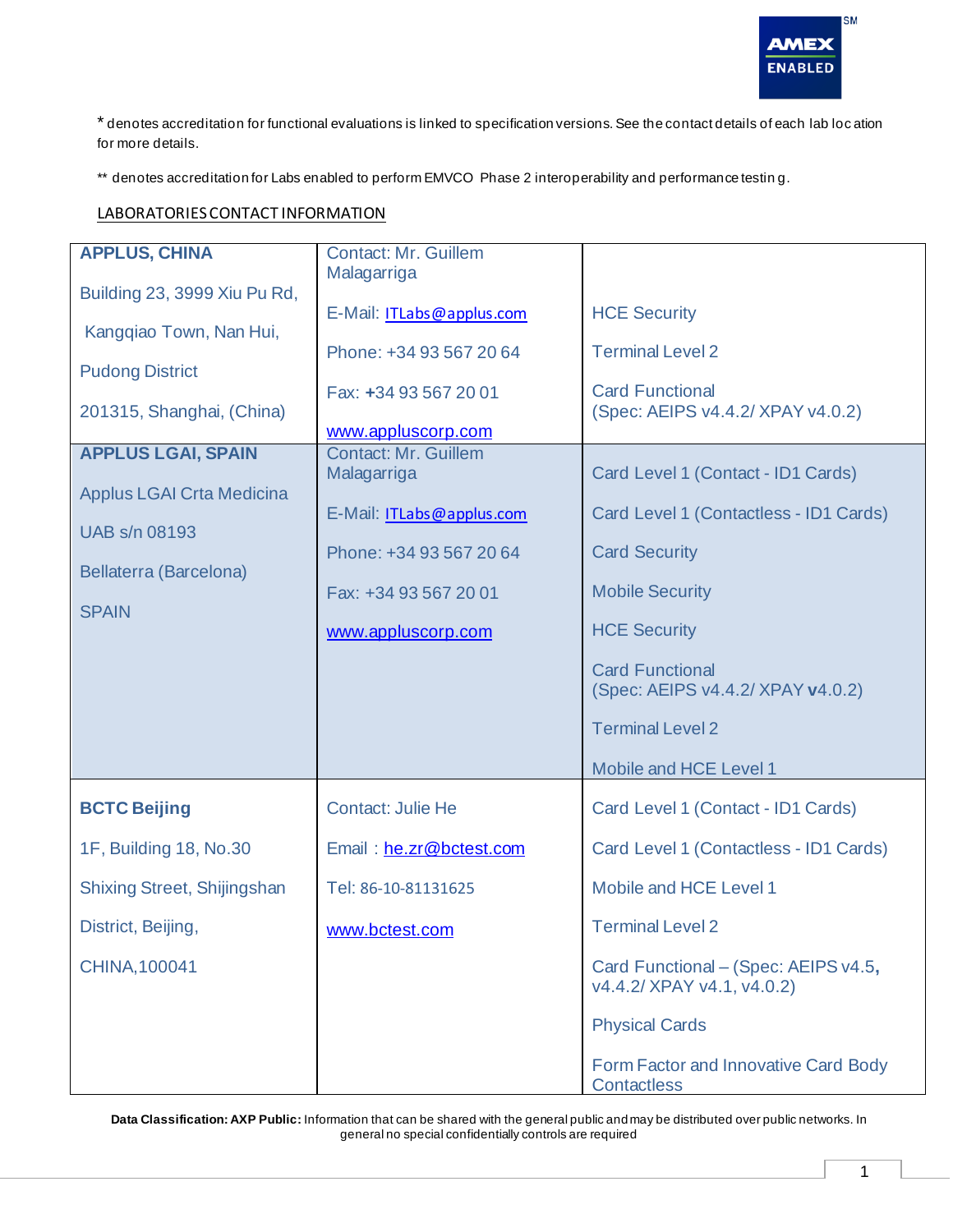\* denotes accreditation for functional evaluations is linked to specification versions. See the contact details of each lab location for more details.

** denotes accreditation for Labs enabled to perform EMVCO Phase 2 interoperability and performance testing.

LABORATORIES CONTACT INFORMATION

| | | |
|---|---|---|
| **APPLUS, CHINA**<br><br>Building 23, 3999 Xiu Pu Rd,<br><br>Kangqiao Town, Nan Hui,<br><br>Pudong District<br><br>201315, Shanghai, (China) | Contact: Mr. Guillem Malagarriga<br><br>E-Mail: ITLabs@applus.com<br><br>Phone: +34 93 567 20 64<br><br>Fax: +34 93 567 20 01<br><br>www.appluscorp.com | HCE Security<br><br>Terminal Level 2<br><br>Card Functional<br>(Spec: AEIPS v4.4.2/ XPAY v4.0.2) |
| **APPLUS LGAI, SPAIN**<br><br>Applus LGAI Crta Medicina<br><br>UAB s/n 08193<br><br>Bellaterra (Barcelona)<br><br>SPAIN | Contact: Mr. Guillem Malagarriga<br><br>E-Mail: ITLabs@applus.com<br><br>Phone: +34 93 567 20 64<br><br>Fax: +34 93 567 20 01<br><br>www.appluscorp.com | Card Level 1 (Contact - ID1 Cards)<br><br>Card Level 1 (Contactless - ID1 Cards)<br><br>Card Security<br><br>Mobile Security<br><br>HCE Security<br><br>Card Functional<br>(Spec: AEIPS v4.4.2/ XPAY v4.0.2)<br><br>Terminal Level 2<br><br>Mobile and HCE Level 1 |
| **BCTC Beijing**<br><br>1F, Building 18, No.30<br><br>Shixing Street, Shijingshan<br><br>District, Beijing,<br><br>CHINA,100041 | Contact: Julie He<br><br>Email：he.zr@bctest.com<br><br>Tel: 86-10-81131625<br><br>www.bctest.com | Card Level 1 (Contact - ID1 Cards)<br><br>Card Level 1 (Contactless - ID1 Cards)<br><br>Mobile and HCE Level 1<br><br>Terminal Level 2<br><br>Card Functional – (Spec: AEIPS v4.5, v4.4.2/ XPAY v4.1, v4.0.2)<br><br>Physical Cards<br><br>Form Factor and Innovative Card Body Contactless |

**Data Classification: AXP Public:** Information that can be shared with the general public and may be distributed over public networks. In general no special confidentially controls are required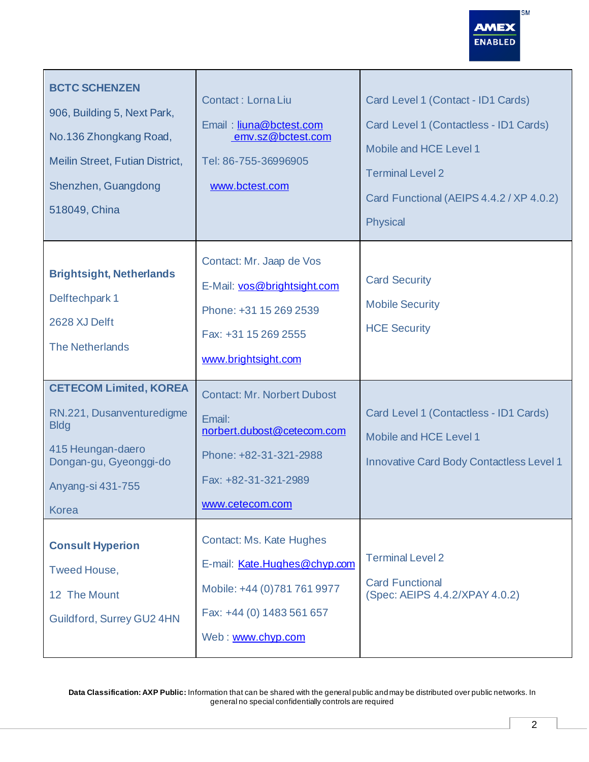| | | |
|---|---|---|
| **BCTC SCHENZEN**<br>906, Building 5, Next Park,<br>No.136 Zhongkang Road,<br>Meilin Street, Futian District,<br>Shenzhen, Guangdong<br>518049, China | Contact : Lorna Liu<br>Email : liuna@bctest.com<br>emv.sz@bctest.com<br>Tel: 86-755-36996905<br>www.bctest.com | Card Level 1 (Contact - ID1 Cards)<br>Card Level 1 (Contactless - ID1 Cards)<br>Mobile and HCE Level 1<br>Terminal Level 2<br>Card Functional (AEIPS 4.4.2 / XP 4.0.2)<br>Physical |
| **Brightsight, Netherlands**<br>Delftechpark 1<br>2628 XJ Delft<br>The Netherlands | Contact: Mr. Jaap de Vos<br>E-Mail: vos@brightsight.com<br>Phone: +31 15 269 2539<br>Fax: +31 15 269 2555<br>www.brightsight.com | Card Security<br>Mobile Security<br>HCE Security |
| **CETECOM Limited, KOREA**<br>RN.221, Dusanventuredigme Bldg<br>415 Heungan-daero Dongan-gu, Gyeonggi-do<br>Anyang-si 431-755<br>Korea | Contact: Mr. Norbert Dubost<br>Email: norbert.dubost@cetecom.com<br>Phone: +82-31-321-2988<br>Fax: +82-31-321-2989<br>www.cetecom.com | Card Level 1 (Contactless - ID1 Cards)<br>Mobile and HCE Level 1<br>Innovative Card Body Contactless Level 1 |
| **Consult Hyperion**<br>Tweed House,<br>12 The Mount<br>Guildford, Surrey GU2 4HN | Contact: Ms. Kate Hughes<br>E-mail: Kate.Hughes@chyp.com<br>Mobile: +44 (0)781 761 9977<br>Fax: +44 (0) 1483 561 657<br>Web : www.chyp.com | Terminal Level 2<br>Card Functional (Spec: AEIPS 4.4.2/XPAY 4.0.2) |

**Data Classification: AXP Public:** Information that can be shared with the general public and may be distributed over public networks. In general no special confidentially controls are required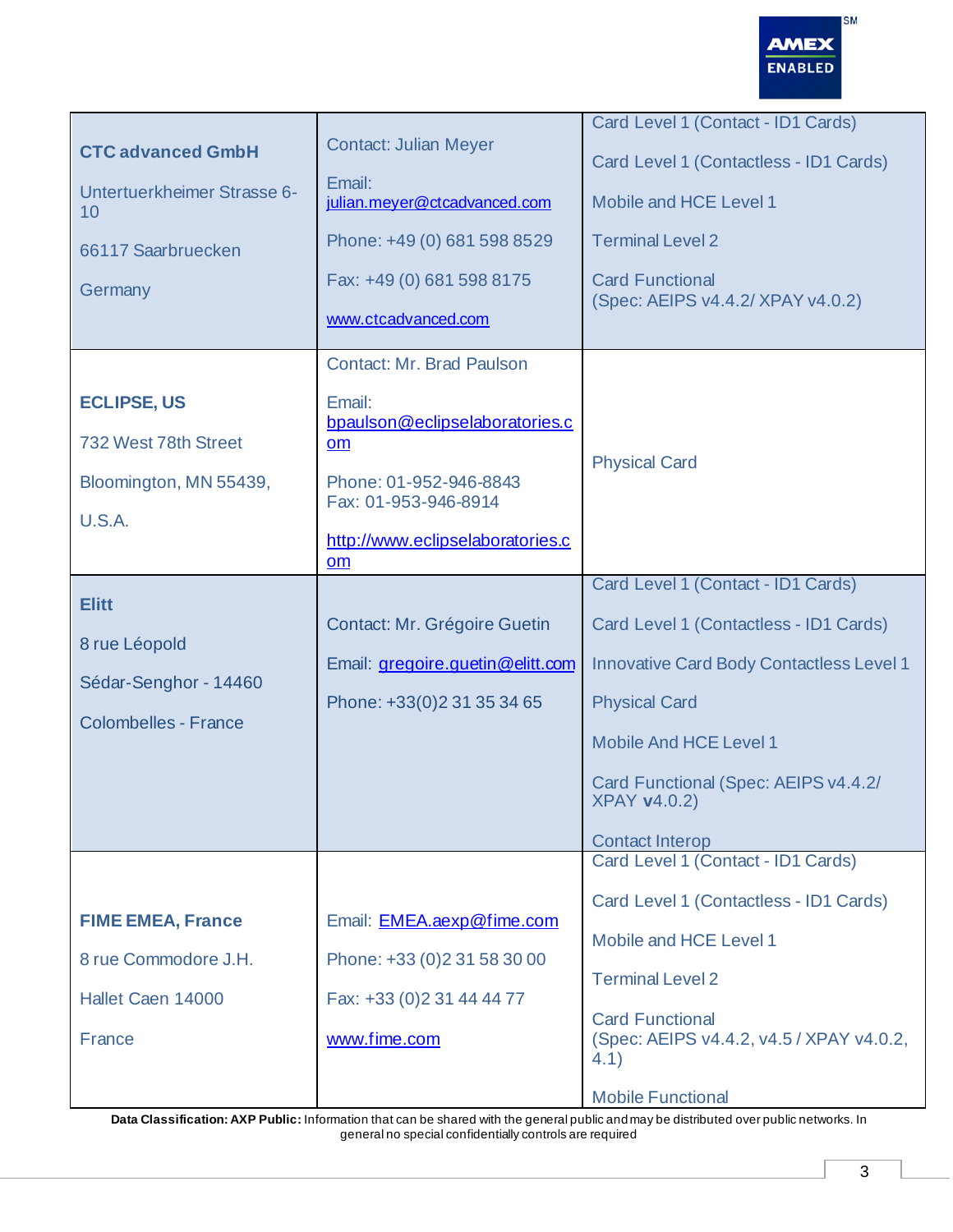| **CTC advanced GmbH**<br><br>Untertuerkheimer Strasse 6-10<br><br>66117 Saarbruecken<br><br>Germany | Contact: Julian Meyer<br><br>Email: julian.meyer@ctcadvanced.com<br><br>Phone: +49 (0) 681 598 8529<br><br>Fax: +49 (0) 681 598 8175<br><br>www.ctcadvanced.com | Card Level 1 (Contact - ID1 Cards)<br><br>Card Level 1 (Contactless - ID1 Cards)<br><br>Mobile and HCE Level 1<br><br>Terminal Level 2<br><br>Card Functional (Spec: AEIPS v4.4.2/ XPAY v4.0.2) |
|---|---|---|
| **ECLIPSE, US**<br><br>732 West 78th Street<br><br>Bloomington, MN 55439,<br><br>U.S.A. | Contact: Mr. Brad Paulson<br><br>Email: bpaulson@eclipselaboratories.com<br><br>Phone: 01-952-946-8843<br>Fax: 01-953-946-8914<br><br>http://www.eclipselaboratories.com | Physical Card |
| **Elitt**<br><br>8 rue Léopold<br><br>Sédar-Senghor - 14460<br><br>Colombelles - France | Contact: Mr. Grégoire Guetin<br><br>Email: gregoire.guetin@elitt.com<br><br>Phone: +33(0)2 31 35 34 65 | Card Level 1 (Contact - ID1 Cards)<br><br>Card Level 1 (Contactless - ID1 Cards)<br><br>Innovative Card Body Contactless Level 1<br><br>Physical Card<br><br>Mobile And HCE Level 1<br><br>Card Functional (Spec: AEIPS v4.4.2/ XPAY **v**4.0.2)<br><br>Contact Interop |
| **FIME EMEA, France**<br><br>8 rue Commodore J.H.<br><br>Hallet Caen 14000<br><br>France | Email: EMEA.aexp@fime.com<br><br>Phone: +33 (0)2 31 58 30 00<br><br>Fax: +33 (0)2 31 44 44 77<br><br>www.fime.com | Card Level 1 (Contact - ID1 Cards)<br><br>Card Level 1 (Contactless - ID1 Cards)<br><br>Mobile and HCE Level 1<br><br>Terminal Level 2<br><br>Card Functional (Spec: AEIPS v4.4.2, v4.5 / XPAY v4.0.2, 4.1)<br><br>Mobile Functional |

**Data Classification: AXP Public:** Information that can be shared with the general public and may be distributed over public networks. In general no special confidentially controls are required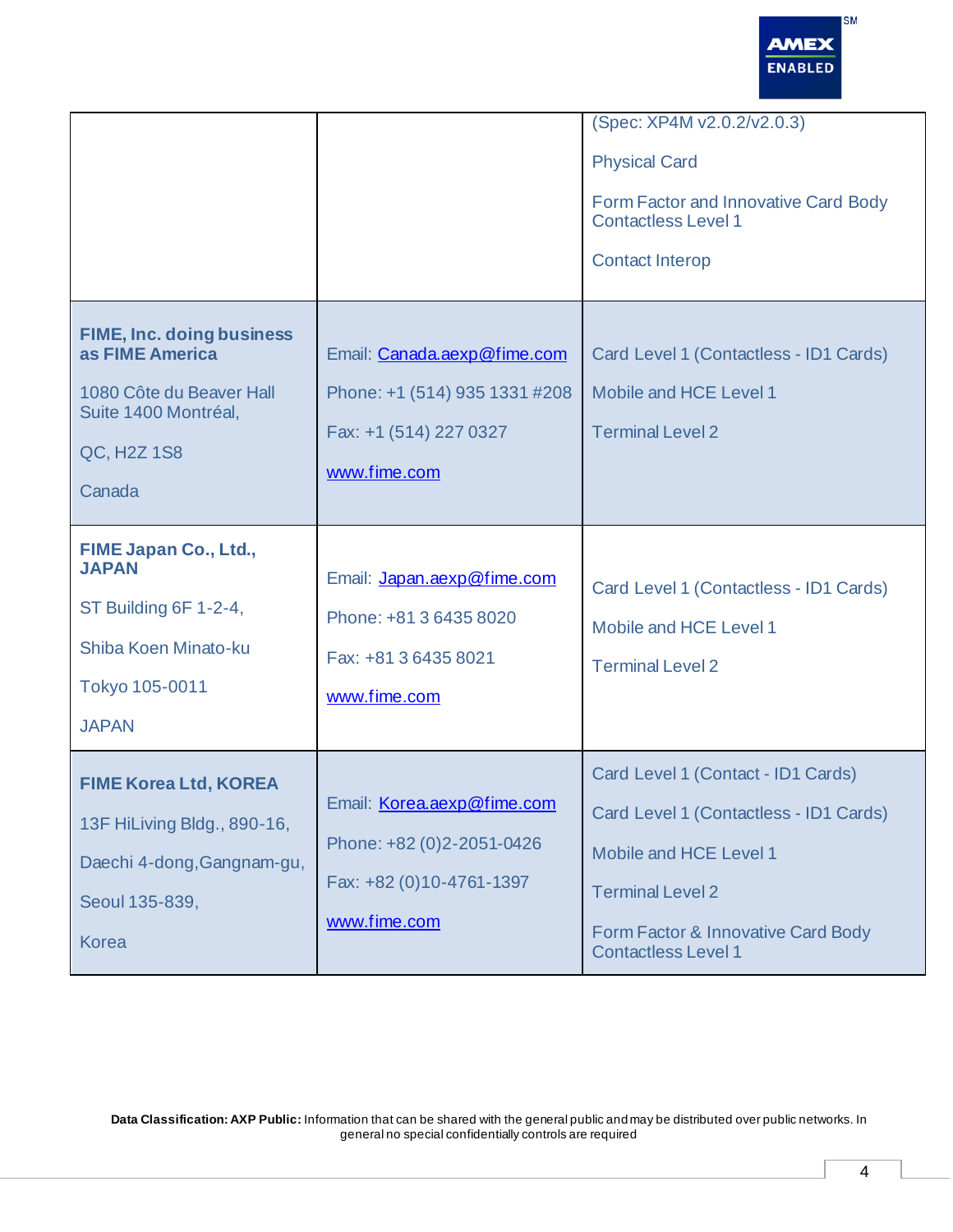| | | |
|---|---|---|
| | | (Spec: XP4M v2.0.2/v2.0.3)<br><br>Physical Card<br><br>Form Factor and Innovative Card Body Contactless Level 1<br><br>Contact Interop |
| **FIME, Inc. doing business as FIME America**<br><br>1080 Côte du Beaver Hall Suite 1400 Montréal,<br><br>QC, H2Z 1S8<br><br>Canada | Email: Canada.aexp@fime.com<br><br>Phone: +1 (514) 935 1331 #208<br><br>Fax: +1 (514) 227 0327<br><br>www.fime.com | Card Level 1 (Contactless - ID1 Cards)<br><br>Mobile and HCE Level 1<br><br>Terminal Level 2 |
| **FIME Japan Co., Ltd., JAPAN**<br><br>ST Building 6F 1-2-4,<br><br>Shiba Koen Minato-ku<br><br>Tokyo 105-0011<br><br>JAPAN | Email: Japan.aexp@fime.com<br><br>Phone: +81 3 6435 8020<br><br>Fax: +81 3 6435 8021<br><br>www.fime.com | Card Level 1 (Contactless - ID1 Cards)<br><br>Mobile and HCE Level 1<br><br>Terminal Level 2 |
| **FIME Korea Ltd, KOREA**<br><br>13F HiLiving Bldg., 890-16,<br><br>Daechi 4-dong,Gangnam-gu,<br><br>Seoul 135-839,<br><br>Korea | Email: Korea.aexp@fime.com<br><br>Phone: +82 (0)2-2051-0426<br><br>Fax: +82 (0)10-4761-1397<br><br>www.fime.com | Card Level 1 (Contact - ID1 Cards)<br><br>Card Level 1 (Contactless - ID1 Cards)<br><br>Mobile and HCE Level 1<br><br>Terminal Level 2<br><br>Form Factor & Innovative Card Body Contactless Level 1 |

**Data Classification: AXP Public:** Information that can be shared with the general public and may be distributed over public networks. In general no special confidentially controls are required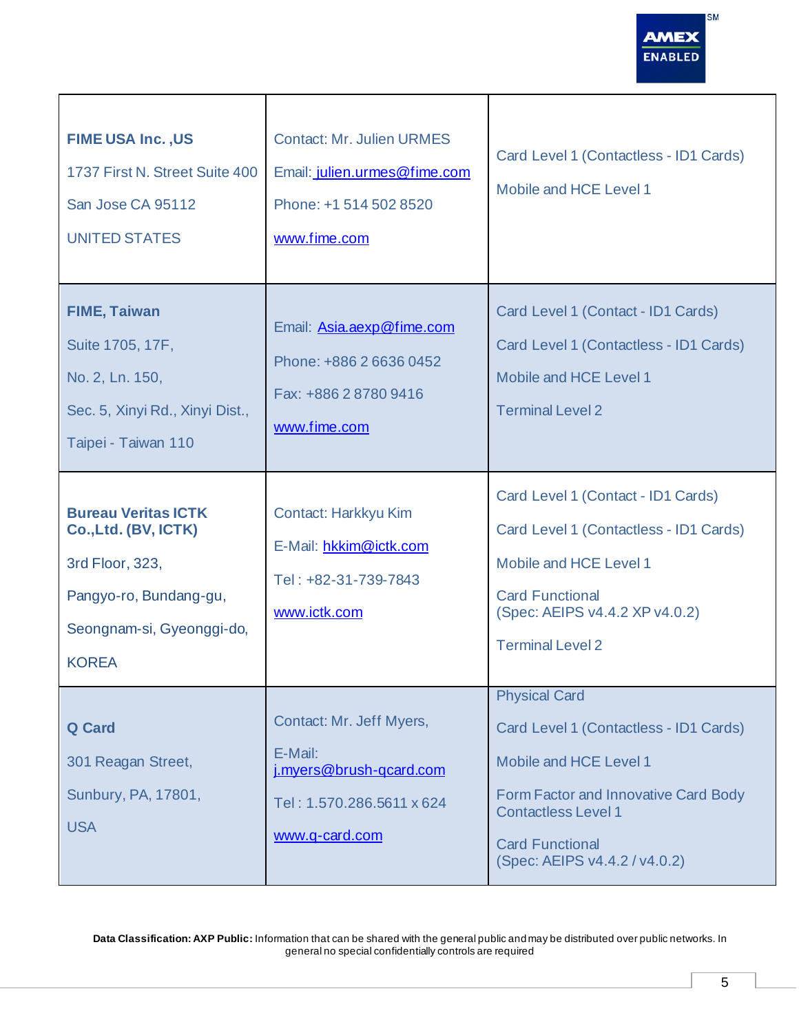| | | |
|---|---|---|
| **FIME USA Inc. ,US**<br>1737 First N. Street Suite 400<br>San Jose CA 95112<br>UNITED STATES | Contact: Mr. Julien URMES<br>Email: julien.urmes@fime.com<br>Phone: +1 514 502 8520<br>www.fime.com | Card Level 1 (Contactless - ID1 Cards)<br>Mobile and HCE Level 1 |
| **FIME, Taiwan**<br>Suite 1705, 17F,<br>No. 2, Ln. 150,<br>Sec. 5, Xinyi Rd., Xinyi Dist.,<br>Taipei - Taiwan 110 | Email: Asia.aexp@fime.com<br>Phone: +886 2 6636 0452<br>Fax: +886 2 8780 9416<br>www.fime.com | Card Level 1 (Contact - ID1 Cards)<br>Card Level 1 (Contactless - ID1 Cards)<br>Mobile and HCE Level 1<br>Terminal Level 2 |
| **Bureau Veritas ICTK Co.,Ltd. (BV, ICTK)**<br>3rd Floor, 323,<br>Pangyo-ro, Bundang-gu,<br>Seongnam-si, Gyeonggi-do,<br>KOREA | Contact: Harkkyu Kim<br>E-Mail: hkkim@ictk.com<br>Tel : +82-31-739-7843<br>www.ictk.com | Card Level 1 (Contact - ID1 Cards)<br>Card Level 1 (Contactless - ID1 Cards)<br>Mobile and HCE Level 1<br>Card Functional (Spec: AEIPS v4.4.2 XP v4.0.2)<br>Terminal Level 2 |
| **Q Card**<br>301 Reagan Street,<br>Sunbury, PA, 17801,<br>USA | Contact: Mr. Jeff Myers,<br>E-Mail: j.myers@brush-qcard.com<br>Tel : 1.570.286.5611 x 624<br>www.q-card.com | Physical Card<br>Card Level 1 (Contactless - ID1 Cards)<br>Mobile and HCE Level 1<br>Form Factor and Innovative Card Body Contactless Level 1<br>Card Functional (Spec: AEIPS v4.4.2 / v4.0.2) |

**Data Classification: AXP Public:** Information that can be shared with the general public and may be distributed over public networks. In general no special confidentially controls are required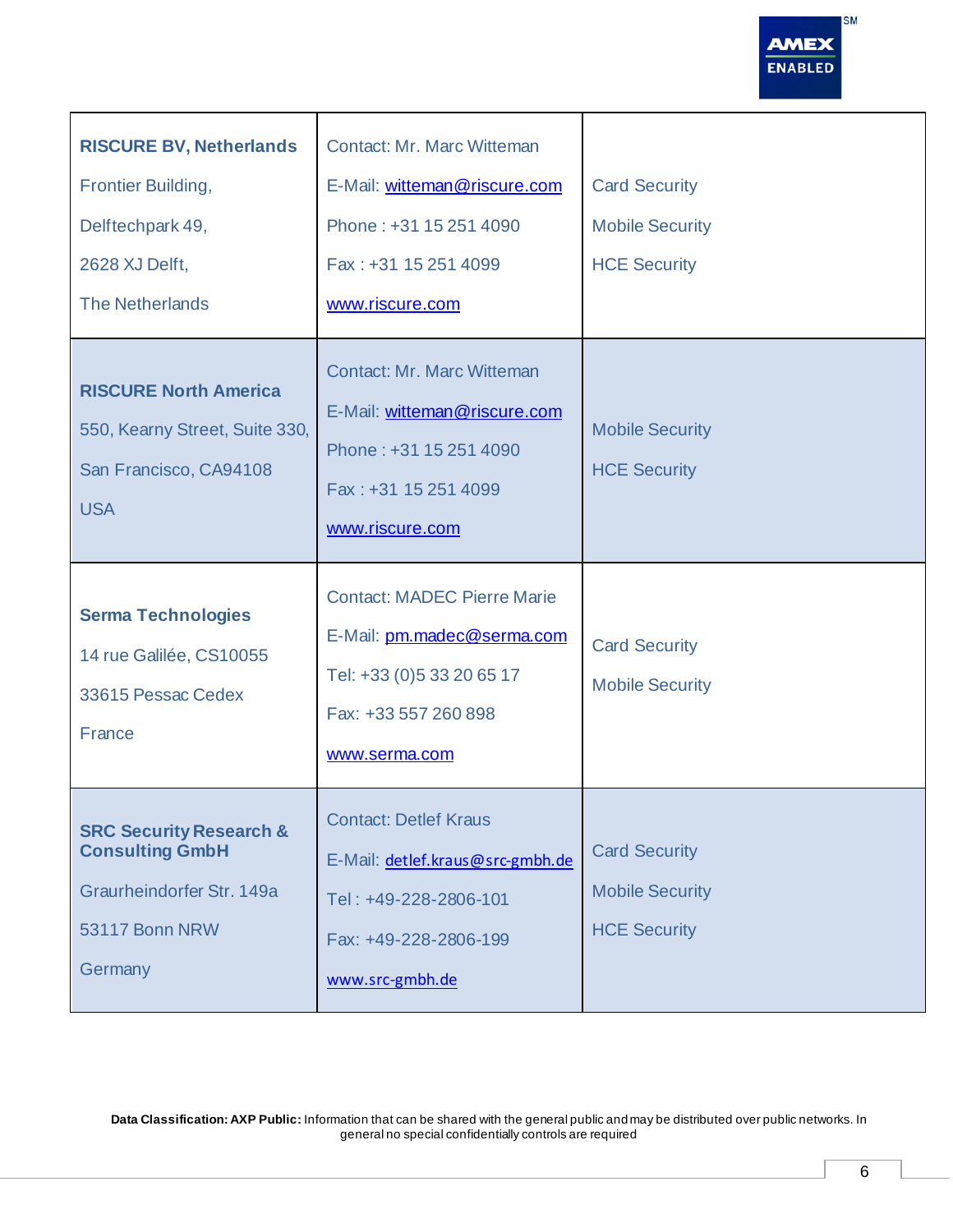| | | |
|---|---|---|
| **RISCURE BV, Netherlands**<br>Frontier Building,<br>Delftechpark 49,<br>2628 XJ Delft,<br>The Netherlands | Contact: Mr. Marc Witteman<br>E-Mail: witteman@riscure.com<br>Phone : +31 15 251 4090<br>Fax : +31 15 251 4099<br>www.riscure.com | Card Security<br>Mobile Security<br>HCE Security |
| **RISCURE North America**<br>550, Kearny Street, Suite 330,<br>San Francisco, CA94108<br>USA | Contact: Mr. Marc Witteman<br>E-Mail: witteman@riscure.com<br>Phone : +31 15 251 4090<br>Fax : +31 15 251 4099<br>www.riscure.com | Mobile Security<br>HCE Security |
| **Serma Technologies**<br>14 rue Galilée, CS10055<br>33615 Pessac Cedex<br>France | Contact: MADEC Pierre Marie<br>E-Mail: pm.madec@serma.com<br>Tel: +33 (0)5 33 20 65 17<br>Fax: +33 557 260 898<br>www.serma.com | Card Security<br>Mobile Security |
| **SRC Security Research & Consulting GmbH**<br>Graurheindorfer Str. 149a<br>53117 Bonn NRW<br>Germany | Contact: Detlef Kraus<br>E-Mail: detlef.kraus@src-gmbh.de<br>Tel : +49-228-2806-101<br>Fax: +49-228-2806-199<br>www.src-gmbh.de | Card Security<br>Mobile Security<br>HCE Security |

**Data Classification: AXP Public:** Information that can be shared with the general public and may be distributed over public networks. In general no special confidentially controls are required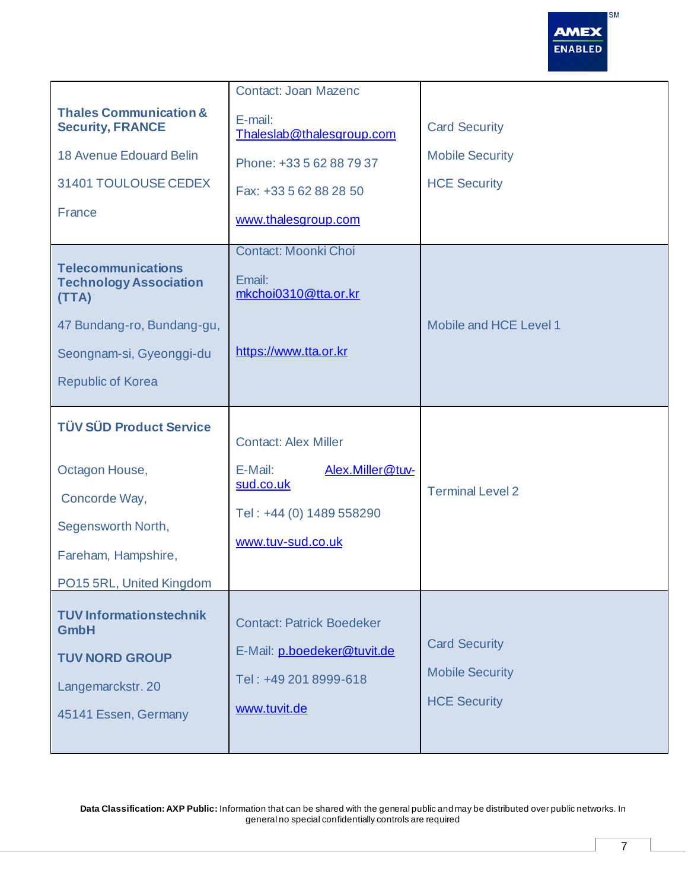| | | |
|---|---|---|
| **Thales Communication & Security, FRANCE**<br><br>18 Avenue Edouard Belin<br><br>31401 TOULOUSE CEDEX<br><br>France | Contact: Joan Mazenc<br><br>E-mail: Thaleslab@thalesgroup.com<br><br>Phone: +33 5 62 88 79 37<br><br>Fax: +33 5 62 88 28 50<br><br>www.thalesgroup.com | Card Security<br><br>Mobile Security<br><br>HCE Security |
| **Telecommunications Technology Association (TTA)**<br><br>47 Bundang-ro, Bundang-gu,<br><br>Seongnam-si, Gyeonggi-du<br><br>Republic of Korea | Contact: Moonki Choi<br><br>Email: mkchoi0310@tta.or.kr<br><br>https://www.tta.or.kr | Mobile and HCE Level 1 |
| **TÜV SÜD Product Service**<br><br>Octagon House,<br><br>Concorde Way,<br><br>Segensworth North,<br><br>Fareham, Hampshire,<br><br>PO15 5RL, United Kingdom | Contact: Alex Miller<br><br>E-Mail: Alex.Miller@tuv-sud.co.uk<br><br>Tel : +44 (0) 1489 558290<br><br>www.tuv-sud.co.uk | Terminal Level 2 |
| **TUV Informationstechnik GmbH**<br><br>**TUV NORD GROUP**<br><br>Langemarckstr. 20<br><br>45141 Essen, Germany | Contact: Patrick Boedeker<br><br>E-Mail: p.boedeker@tuvit.de<br><br>Tel : +49 201 8999-618<br><br>www.tuvit.de | Card Security<br><br>Mobile Security<br><br>HCE Security |

**Data Classification: AXP Public:** Information that can be shared with the general public and may be distributed over public networks. In general no special confidentially controls are required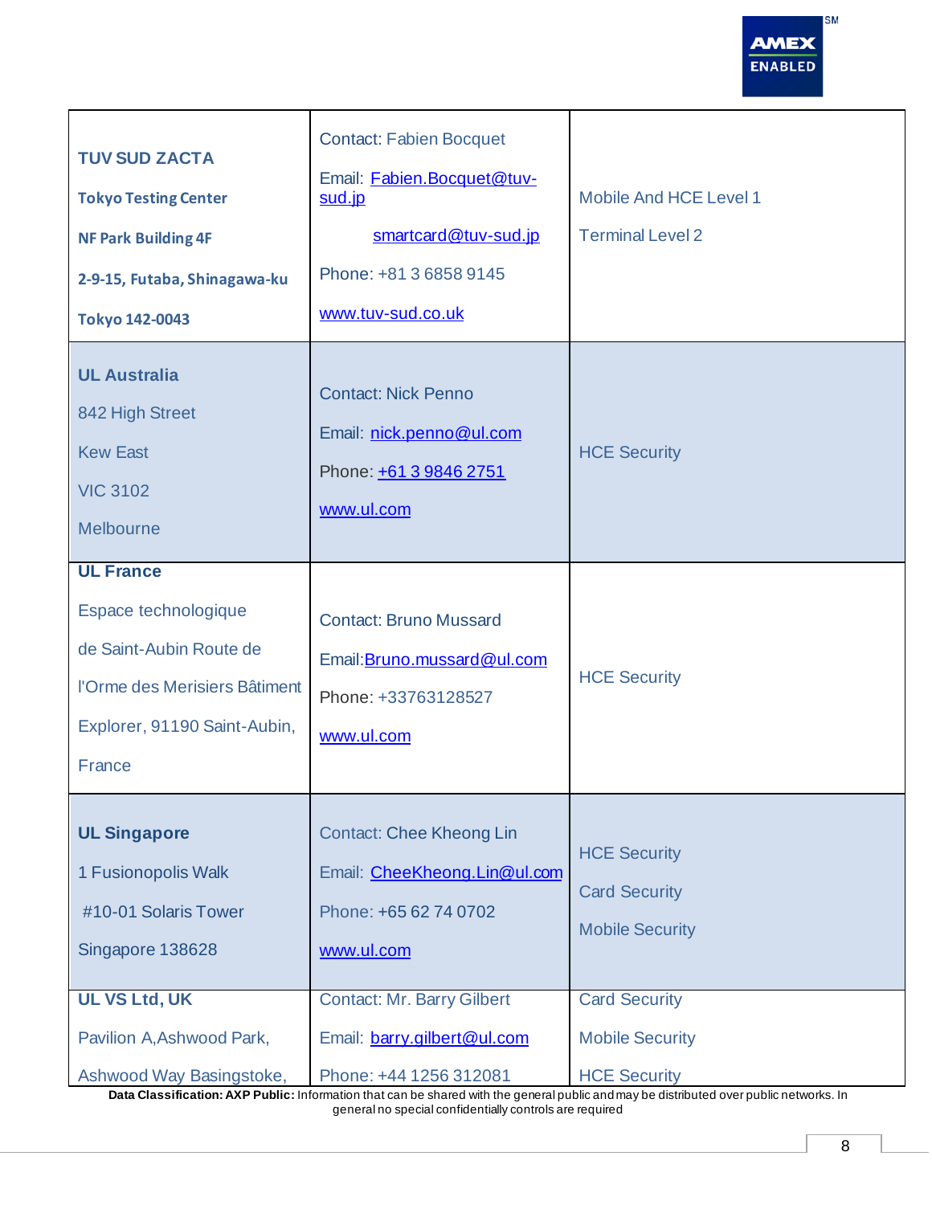| | | |
|---|---|---|
| **TUV SUD ZACTA**<br>**Tokyo Testing Center**<br>**NF Park Building 4F**<br>**2-9-15, Futaba, Shinagawa-ku**<br>**Tokyo 142-0043** | Contact: Fabien Bocquet<br>Email: Fabien.Bocquet@tuv-sud.jp<br>smartcard@tuv-sud.jp<br>Phone: +81 3 6858 9145<br>www.tuv-sud.co.uk | Mobile And HCE Level 1<br>Terminal Level 2 |
| **UL Australia**<br>842 High Street<br>Kew East<br>VIC 3102<br>Melbourne | Contact: Nick Penno<br>Email: nick.penno@ul.com<br>Phone: +61 3 9846 2751<br>www.ul.com | HCE Security |
| **UL France**<br>Espace technologique<br>de Saint-Aubin Route de<br>l'Orme des Merisiers Bâtiment<br>Explorer, 91190 Saint-Aubin,<br>France | Contact: Bruno Mussard<br>Email:Bruno.mussard@ul.com<br>Phone: +33763128527<br>www.ul.com | HCE Security |
| **UL Singapore**<br>1 Fusionopolis Walk<br>#10-01 Solaris Tower<br>Singapore 138628 | Contact: Chee Kheong Lin<br>Email: CheeKheong.Lin@ul.com<br>Phone: +65 62 74 0702<br>www.ul.com | HCE Security<br>Card Security<br>Mobile Security |
| **UL VS Ltd, UK**<br>Pavilion A,Ashwood Park,<br>Ashwood Way Basingstoke, | Contact: Mr. Barry Gilbert<br>Email: barry.gilbert@ul.com<br>Phone: +44 1256 312081 | Card Security<br>Mobile Security<br>HCE Security |

**Data Classification: AXP Public:** Information that can be shared with the general public and may be distributed over public networks. In general no special confidentially controls are required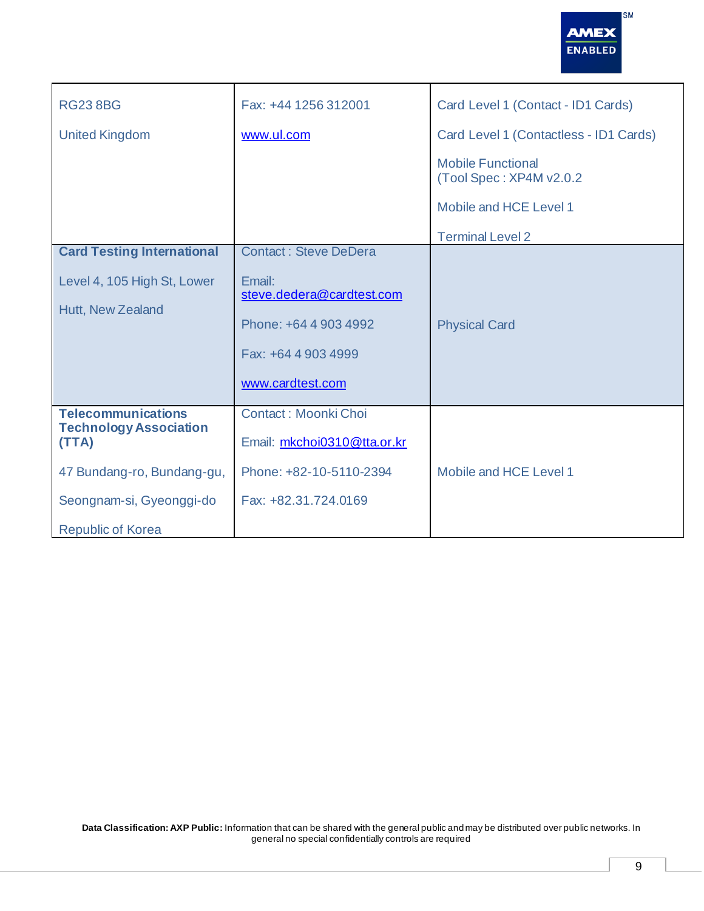| | | |
|---|---|---|
| RG23 8BG<br><br>United Kingdom | Fax: +44 1256 312001<br><br>www.ul.com | Card Level 1 (Contact - ID1 Cards)<br><br>Card Level 1 (Contactless - ID1 Cards)<br><br>Mobile Functional (Tool Spec : XP4M v2.0.2<br><br>Mobile and HCE Level 1<br><br>Terminal Level 2 |
| **Card Testing International**<br><br>Level 4, 105 High St, Lower<br><br>Hutt, New Zealand | Contact : Steve DeDera<br><br>Email: steve.dedera@cardtest.com<br><br>Phone: +64 4 903 4992<br><br>Fax: +64 4 903 4999<br><br>www.cardtest.com | Physical Card |
| **Telecommunications Technology Association (TTA)**<br><br>47 Bundang-ro, Bundang-gu,<br><br>Seongnam-si, Gyeonggi-do<br><br>Republic of Korea | Contact : Moonki Choi<br><br>Email: mkchoi0310@tta.or.kr<br><br>Phone: +82-10-5110-2394<br><br>Fax: +82.31.724.0169 | Mobile and HCE Level 1 |

**Data Classification: AXP Public:** Information that can be shared with the general public and may be distributed over public networks. In general no special confidentially controls are required